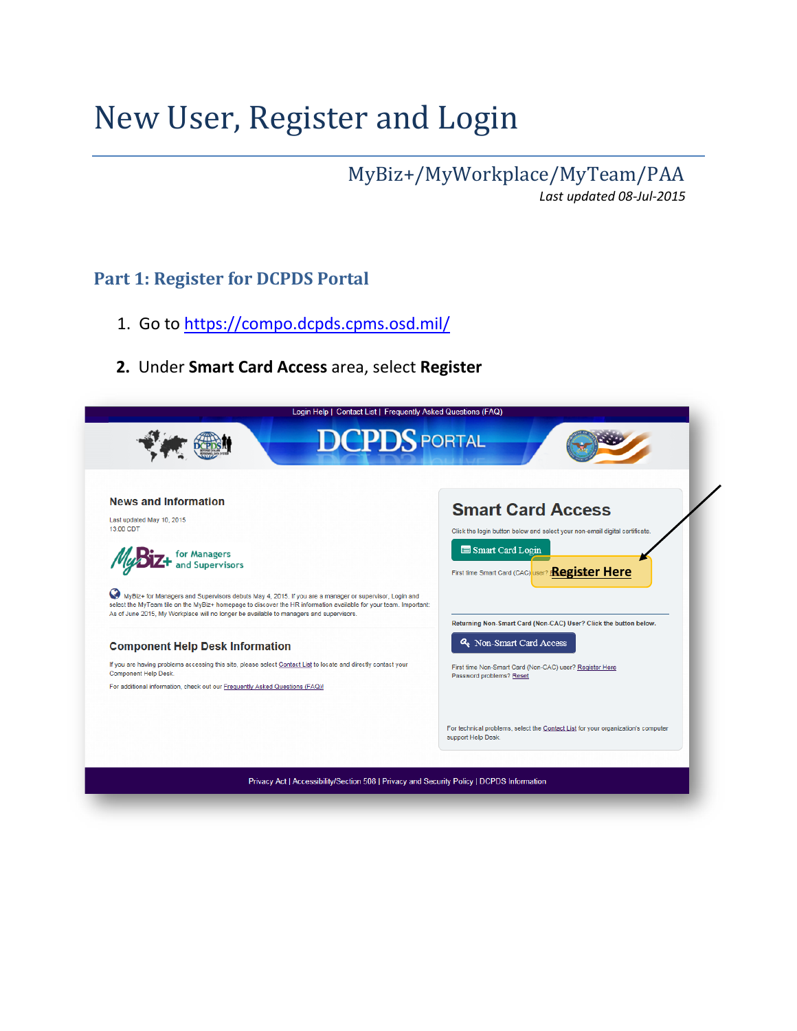# New User, Register and Login

MyBiz+/MyWorkplace/MyTeam/PAA

*Last updated 08-Jul-2015*

## Part 1: Register for DCPDS Portal

1. Go to [https://compo.dcpds.cpms.osd.mil/](https://compo.dcpds.cpms.osd.mil/)
2. Under **Smart Card Access** area, select **Register**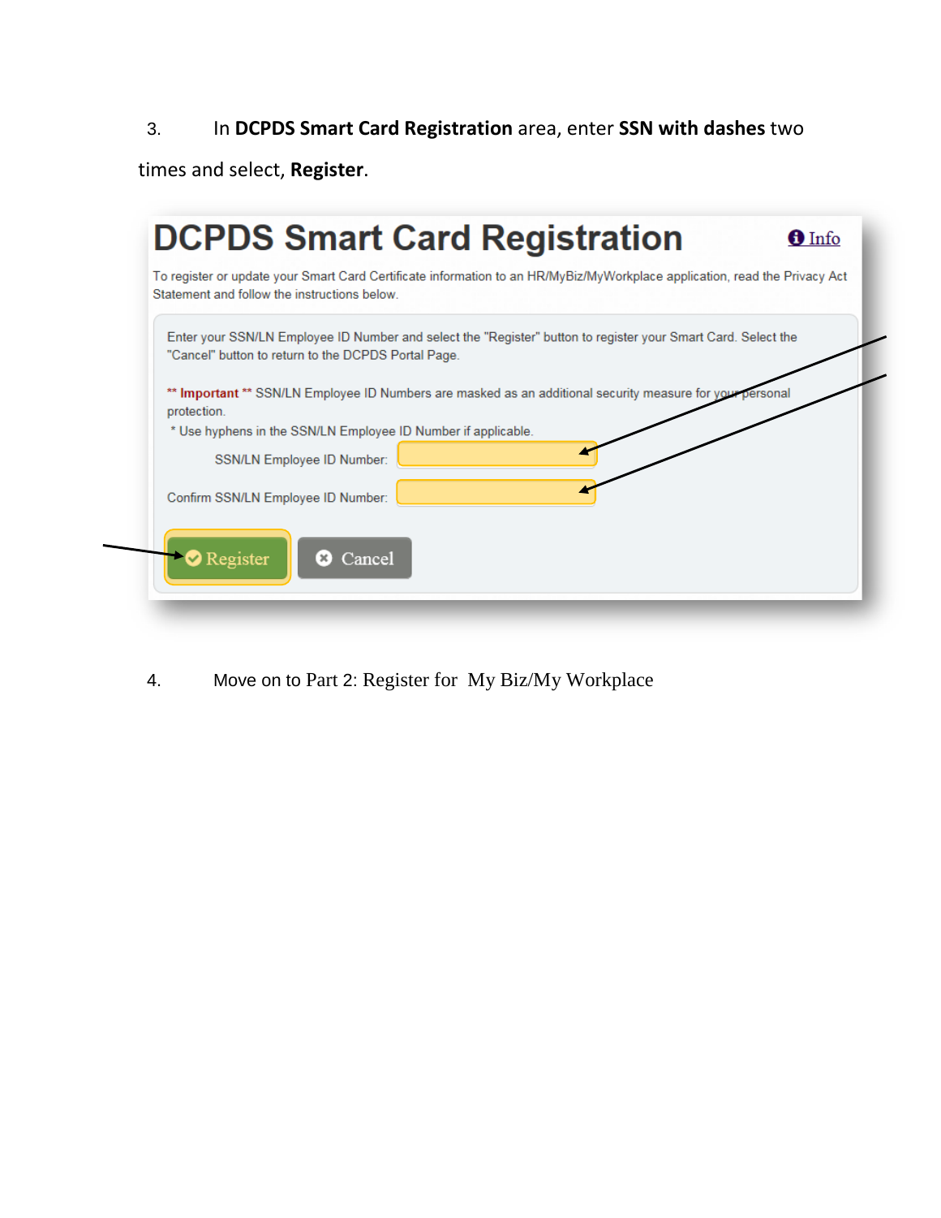3. In **DCPDS Smart Card Registration** area, enter **SSN with dashes** two times and select, **Register**.

# DCPDS Smart Card Registration

Info

To register or update your Smart Card Certificate information to an HR/MyBiz/MyWorkplace application, read the Privacy Act Statement and follow the instructions below.

Enter your SSN/LN Employee ID Number and select the "Register" button to register your Smart Card. Select the "Cancel" button to return to the DCPDS Portal Page.

** Important ** SSN/LN Employee ID Numbers are masked as an additional security measure for your personal protection.

* Use hyphens in the SSN/LN Employee ID Number if applicable.

SSN/LN Employee ID Number:

Confirm SSN/LN Employee ID Number:

Register Cancel

4. Move on to Part 2: Register for My Biz/My Workplace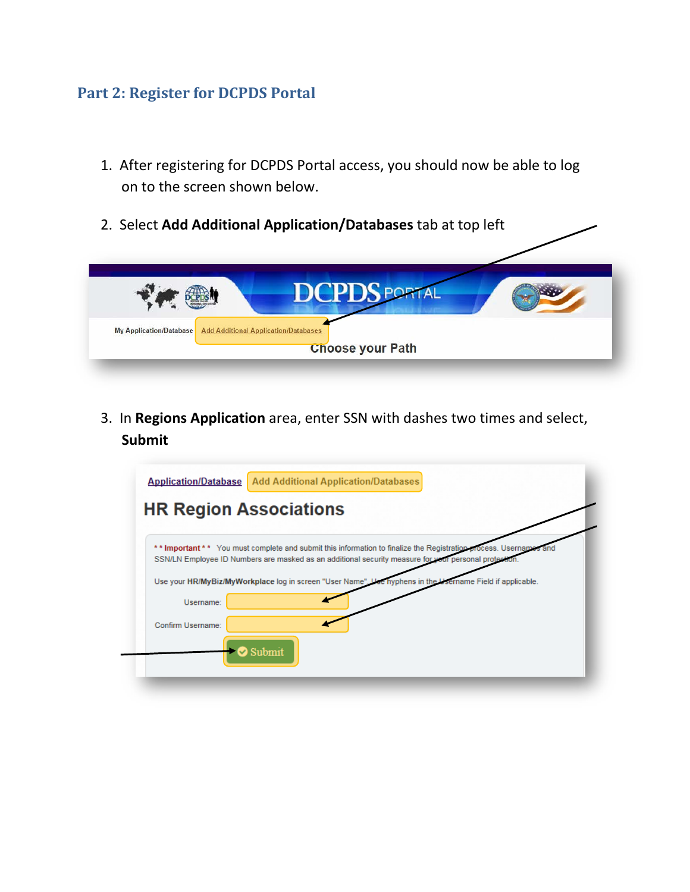## Part 2: Register for DCPDS Portal

1. After registering for DCPDS Portal access, you should now be able to log on to the screen shown below.

2. Select **Add Additional Application/Databases** tab at top left

3. In **Regions Application** area, enter SSN with dashes two times and select, **Submit**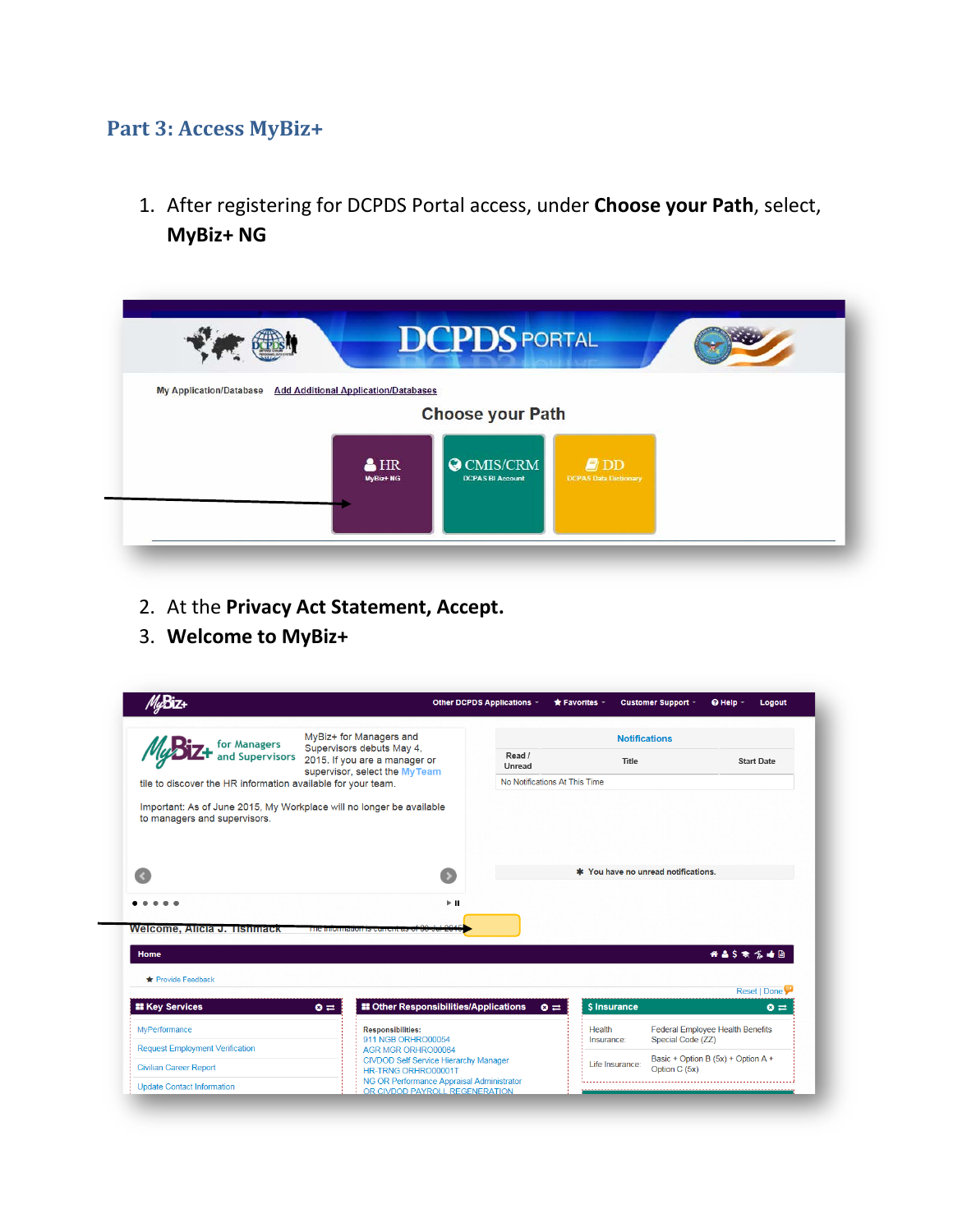## Part 3: Access MyBiz+

1. After registering for DCPDS Portal access, under **Choose your Path**, select, **MyBiz+ NG**

2. At the **Privacy Act Statement, Accept.**
3. **Welcome to MyBiz+**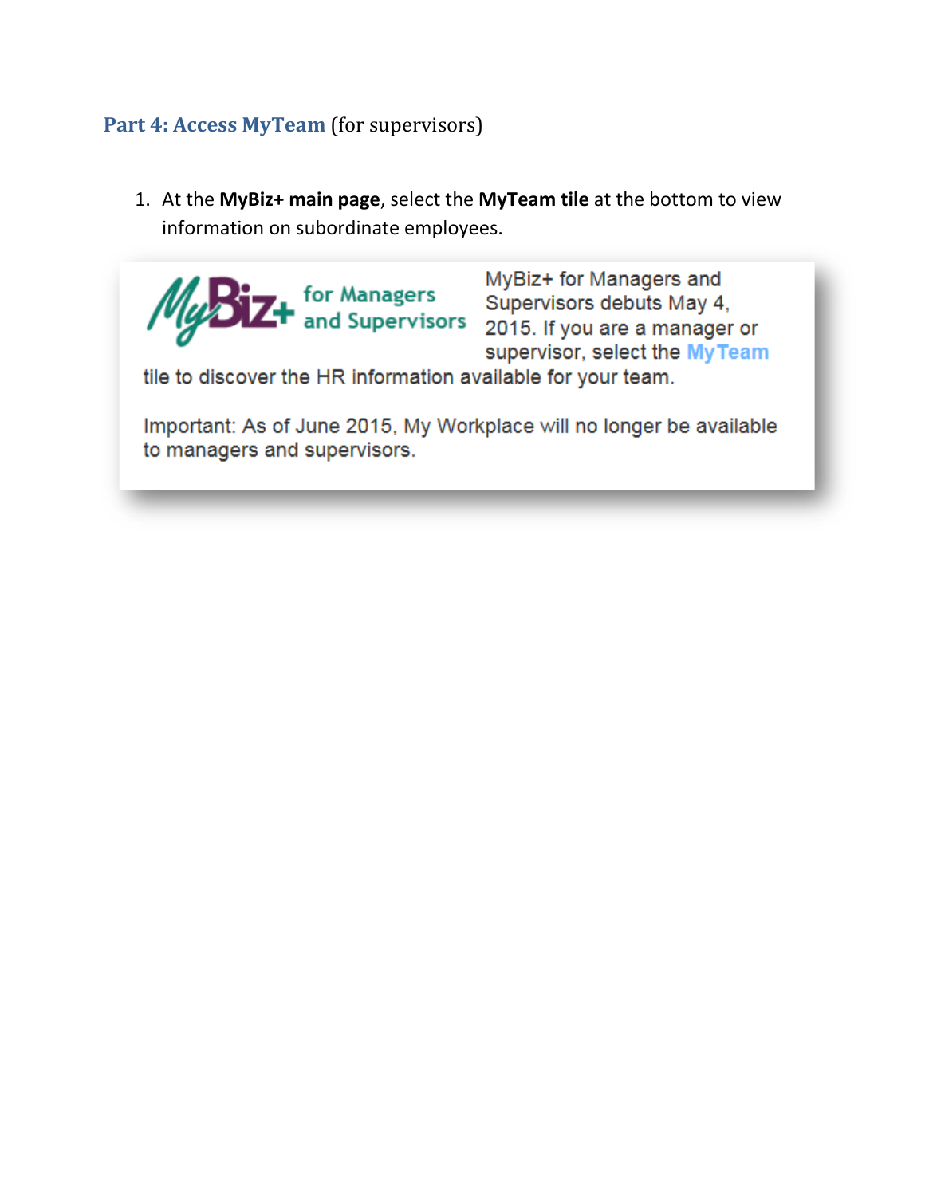## **Part 4: Access MyTeam** (for supervisors)

1. At the **MyBiz+ main page**, select the **MyTeam tile** at the bottom to view information on subordinate employees.

MyBiz+ for Managers and Supervisors

MyBiz+ for Managers and Supervisors debuts May 4, 2015. If you are a manager or supervisor, select the MyTeam tile to discover the HR information available for your team.

Important: As of June 2015, My Workplace will no longer be available to managers and supervisors.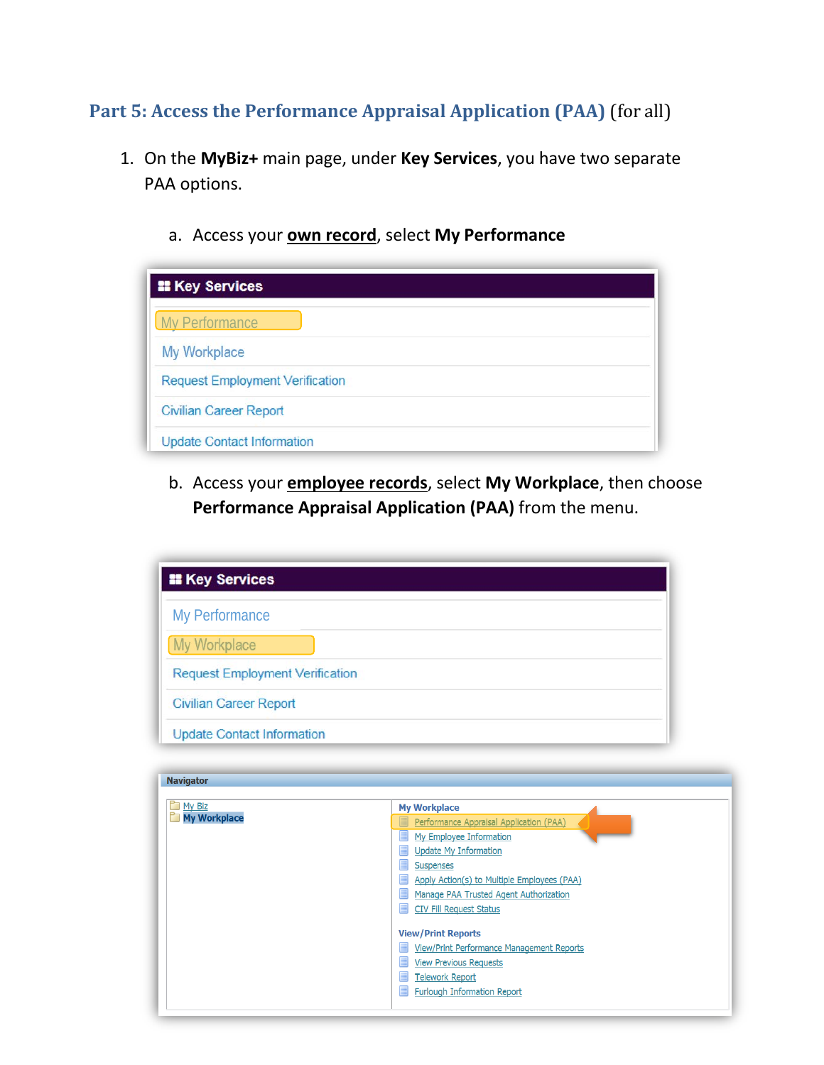## Part 5: Access the Performance Appraisal Application (PAA) (for all)

1. On the **MyBiz+** main page, under **Key Services**, you have two separate PAA options.

   a. Access your **own record**, select **My Performance**

   Key Services

   My Performance

   My Workplace

   Request Employment Verification

   Civilian Career Report

   Update Contact Information

   b. Access your **employee records**, select **My Workplace**, then choose **Performance Appraisal Application (PAA)** from the menu.

   Key Services

   My Performance

   My Workplace

   Request Employment Verification

   Civilian Career Report

   Update Contact Information

   Navigator

   My Biz

   My Workplace

   My Workplace

   Performance Appraisal Application (PAA)

   My Employee Information

   Update My Information

   Suspenses

   Apply Action(s) to Multiple Employees (PAA)

   Manage PAA Trusted Agent Authorization

   CIV Fill Request Status

   View/Print Reports

   View/Print Performance Management Reports

   View Previous Requests

   Telework Report

   Furlough Information Report